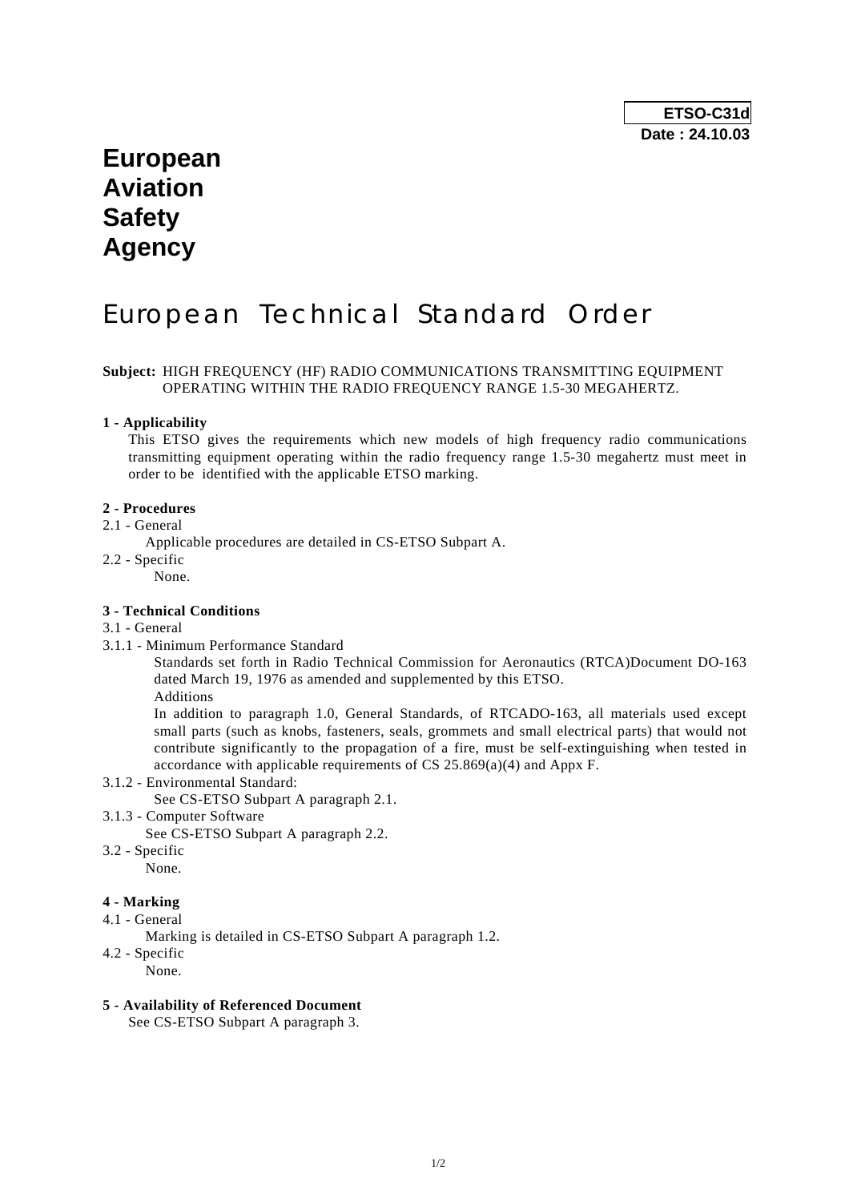**ETSO-C31d**
**Date : 24.10.03**

# European Aviation Safety Agency

# European Technical Standard Order

**Subject:** HIGH FREQUENCY (HF) RADIO COMMUNICATIONS TRANSMITTING EQUIPMENT OPERATING WITHIN THE RADIO FREQUENCY RANGE 1.5-30 MEGAHERTZ.

**1 - Applicability**

This ETSO gives the requirements which new models of high frequency radio communications transmitting equipment operating within the radio frequency range 1.5-30 megahertz must meet in order to be identified with the applicable ETSO marking.

**2 - Procedures**

2.1 - General

Applicable procedures are detailed in CS-ETSO Subpart A.

2.2 - Specific

None.

**3 - Technical Conditions**

3.1 - General

3.1.1 - Minimum Performance Standard

Standards set forth in Radio Technical Commission for Aeronautics (RTCA)Document DO-163 dated March 19, 1976 as amended and supplemented by this ETSO.

Additions

In addition to paragraph 1.0, General Standards, of RTCADO-163, all materials used except small parts (such as knobs, fasteners, seals, grommets and small electrical parts) that would not contribute significantly to the propagation of a fire, must be self-extinguishing when tested in accordance with applicable requirements of CS 25.869(a)(4) and Appx F.

3.1.2 - Environmental Standard:

See CS-ETSO Subpart A paragraph 2.1.

3.1.3 - Computer Software

See CS-ETSO Subpart A paragraph 2.2.

3.2 - Specific

None.

**4 - Marking**

4.1 - General

Marking is detailed in CS-ETSO Subpart A paragraph 1.2.

4.2 - Specific

None.

**5 - Availability of Referenced Document**

See CS-ETSO Subpart A paragraph 3.